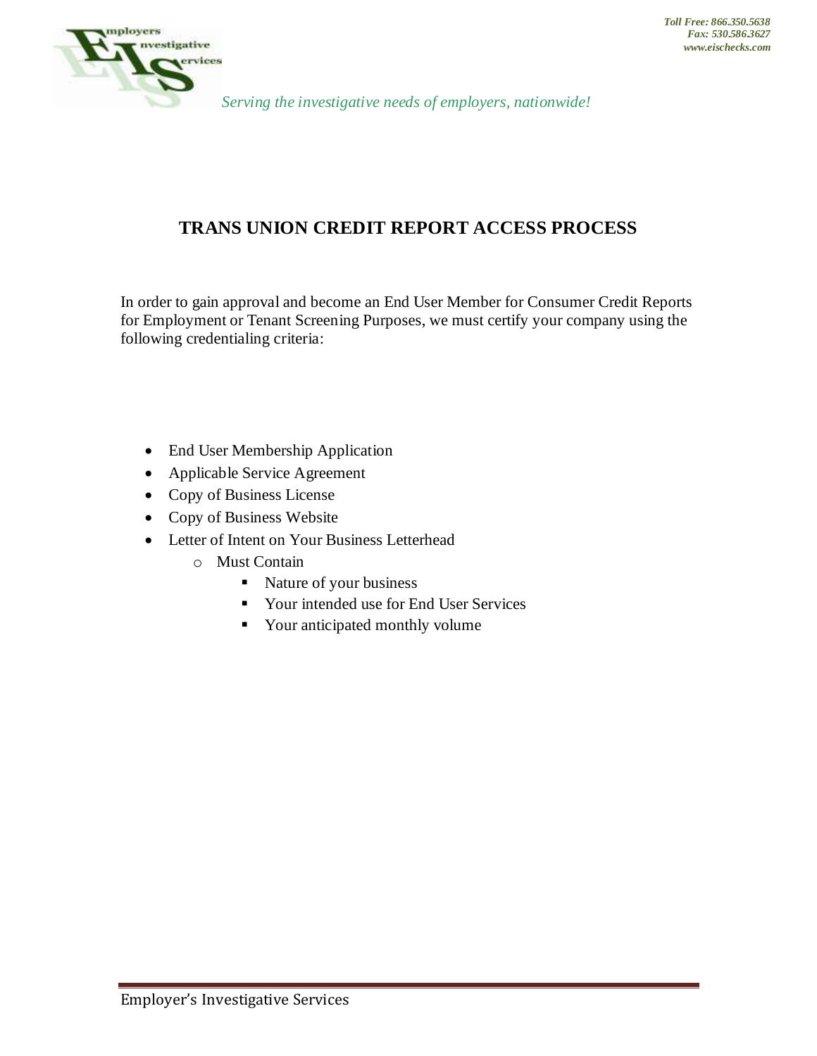Toll Free: 866.350.5638
Fax: 530.586.3627
www.eischecks.com

Employers Investigative Services

*Serving the investigative needs of employers, nationwide!*

# TRANS UNION CREDIT REPORT ACCESS PROCESS

In order to gain approval and become an End User Member for Consumer Credit Reports for Employment or Tenant Screening Purposes, we must certify your company using the following credentialing criteria:

- End User Membership Application
- Applicable Service Agreement
- Copy of Business License
- Copy of Business Website
- Letter of Intent on Your Business Letterhead
  - Must Contain
    - Nature of your business
    - Your intended use for End User Services
    - Your anticipated monthly volume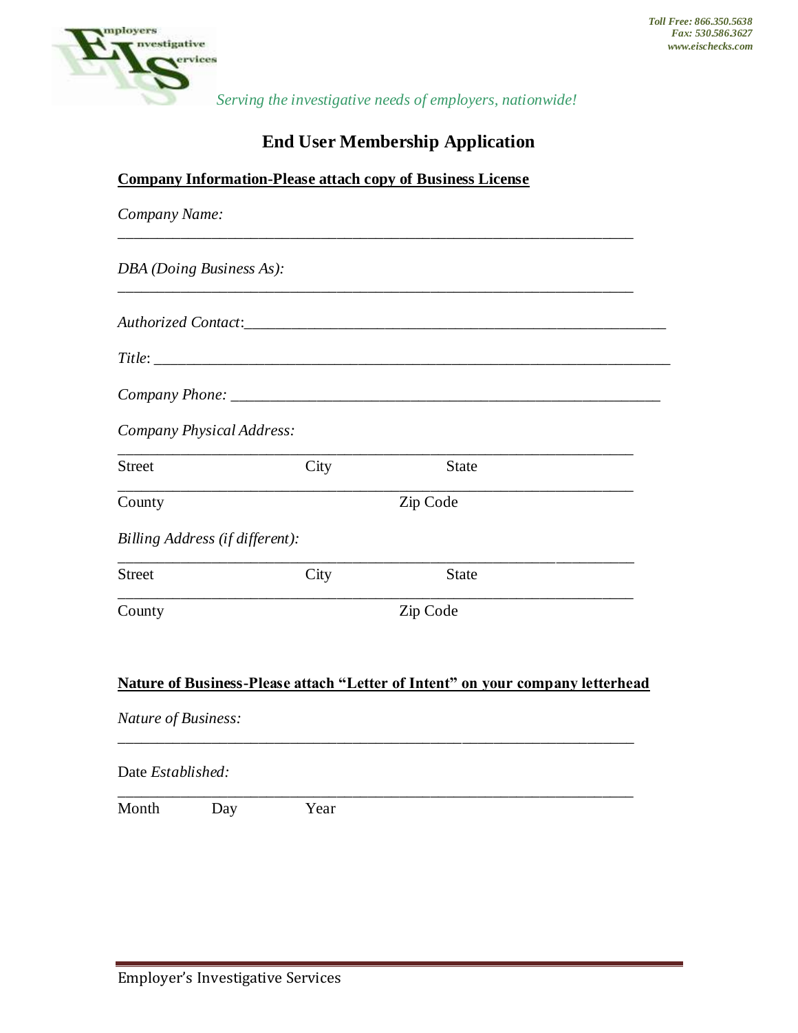Toll Free: 866.350.5638
Fax: 530.586.3627
www.eischecks.com

*Serving the investigative needs of employers, nationwide!*

# End User Membership Application

**Company Information-Please attach copy of Business License**

*Company Name:*

_______________________________________________________________________

*DBA (Doing Business As):*

_______________________________________________________________________

*Authorized Contact*:_______________________________________________________

*Title*: ______________________________________________________________

*Company Phone:* _______________________________________________________

*Company Physical Address:*

_______________________________________________________________________

Street City State

_______________________________________________________________________

County Zip Code

*Billing Address (if different):*

_______________________________________________________________________

Street City State

_______________________________________________________________________

County Zip Code

**Nature of Business-Please attach "Letter of Intent" on your company letterhead**

*Nature of Business:*

_______________________________________________________________________

Date *Established:*

_______________________________________________________________________

Month Day Year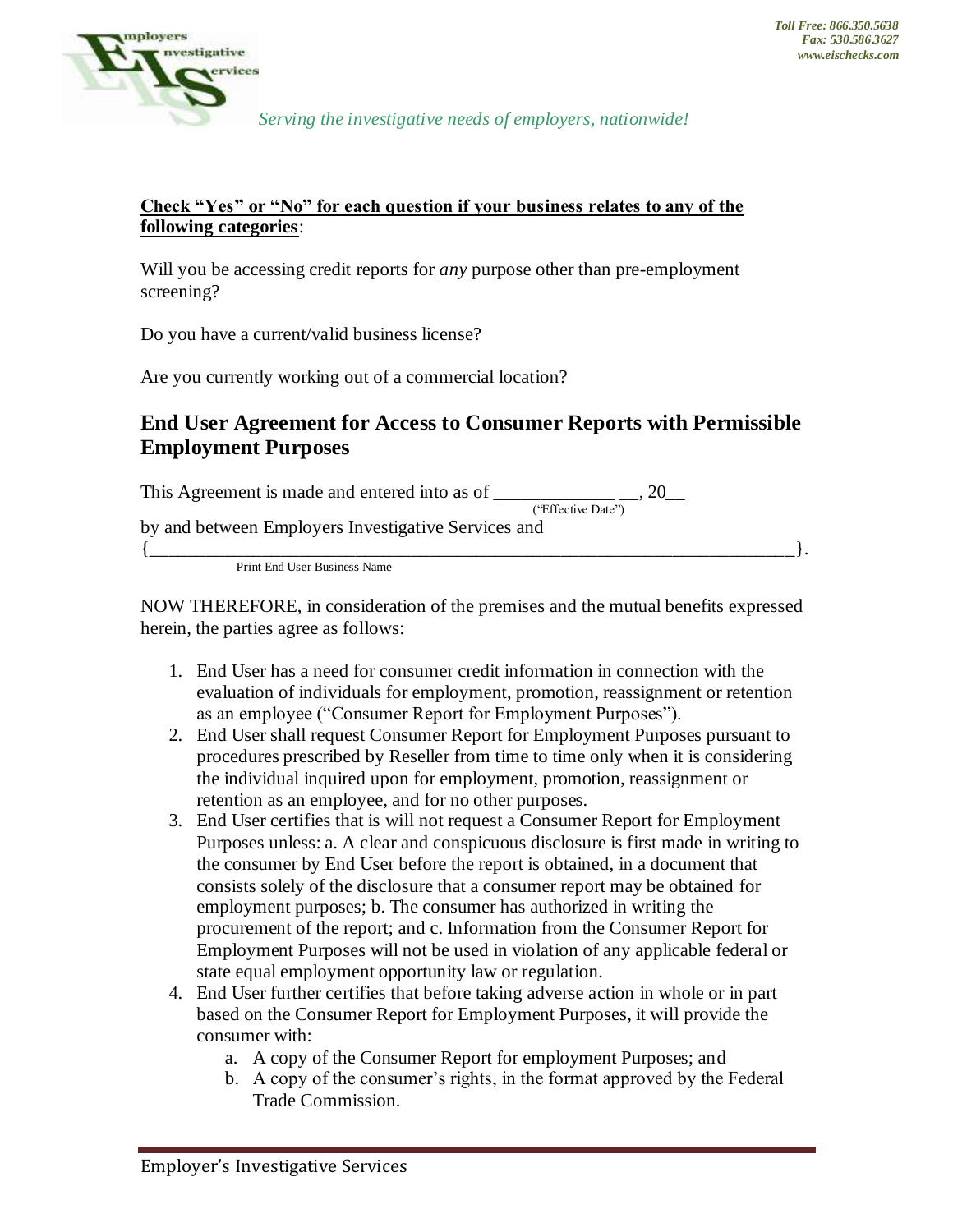Toll Free: 866.350.5638
Fax: 530.586.3627
www.eischecks.com

*Serving the investigative needs of employers, nationwide!*

**Check "Yes" or "No" for each question if your business relates to any of the following categories**:

Will you be accessing credit reports for ***any*** purpose other than pre-employment screening?

Do you have a current/valid business license?

Are you currently working out of a commercial location?

## End User Agreement for Access to Consumer Reports with Permissible Employment Purposes

This Agreement is made and entered into as of _____________ __, 20__ ("Effective Date")

by and between Employers Investigative Services and {________________________________________________________________}.
Print End User Business Name

NOW THEREFORE, in consideration of the premises and the mutual benefits expressed herein, the parties agree as follows:

1. End User has a need for consumer credit information in connection with the evaluation of individuals for employment, promotion, reassignment or retention as an employee ("Consumer Report for Employment Purposes").
2. End User shall request Consumer Report for Employment Purposes pursuant to procedures prescribed by Reseller from time to time only when it is considering the individual inquired upon for employment, promotion, reassignment or retention as an employee, and for no other purposes.
3. End User certifies that is will not request a Consumer Report for Employment Purposes unless: a. A clear and conspicuous disclosure is first made in writing to the consumer by End User before the report is obtained, in a document that consists solely of the disclosure that a consumer report may be obtained for employment purposes; b. The consumer has authorized in writing the procurement of the report; and c. Information from the Consumer Report for Employment Purposes will not be used in violation of any applicable federal or state equal employment opportunity law or regulation.
4. End User further certifies that before taking adverse action in whole or in part based on the Consumer Report for Employment Purposes, it will provide the consumer with:
   a. A copy of the Consumer Report for employment Purposes; and
   b. A copy of the consumer's rights, in the format approved by the Federal Trade Commission.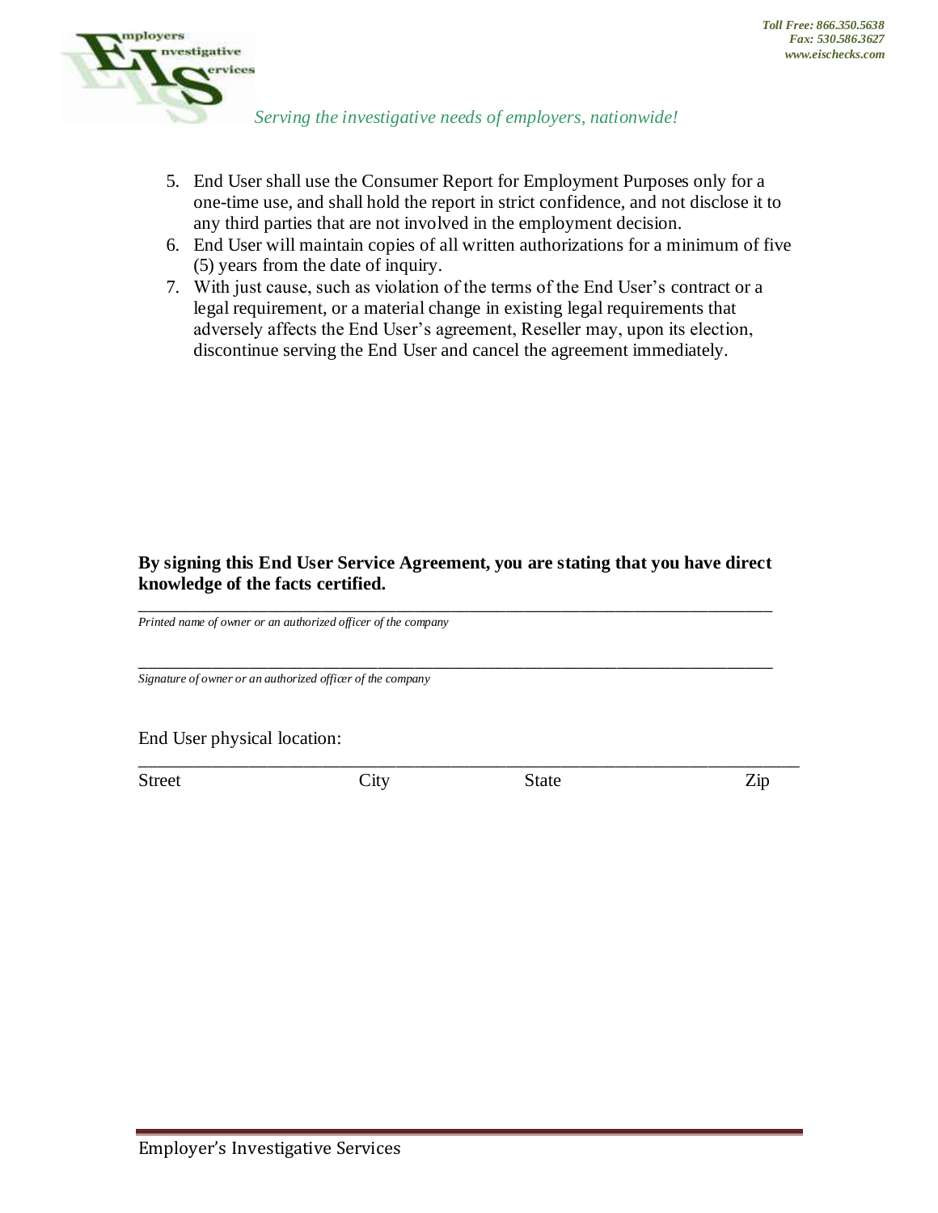5. End User shall use the Consumer Report for Employment Purposes only for a one-time use, and shall hold the report in strict confidence, and not disclose it to any third parties that are not involved in the employment decision.
6. End User will maintain copies of all written authorizations for a minimum of five (5) years from the date of inquiry.
7. With just cause, such as violation of the terms of the End User's contract or a legal requirement, or a material change in existing legal requirements that adversely affects the End User's agreement, Reseller may, upon its election, discontinue serving the End User and cancel the agreement immediately.

**By signing this End User Service Agreement, you are stating that you have direct knowledge of the facts certified.**

_______________________________________________________________________________

*Printed name of owner or an authorized officer of the company*

_______________________________________________________________________________

*Signature of owner or an authorized officer of the company*

End User physical location:

_______________________________________________________________________________

Street　　　　City　　　　State　　　　Zip